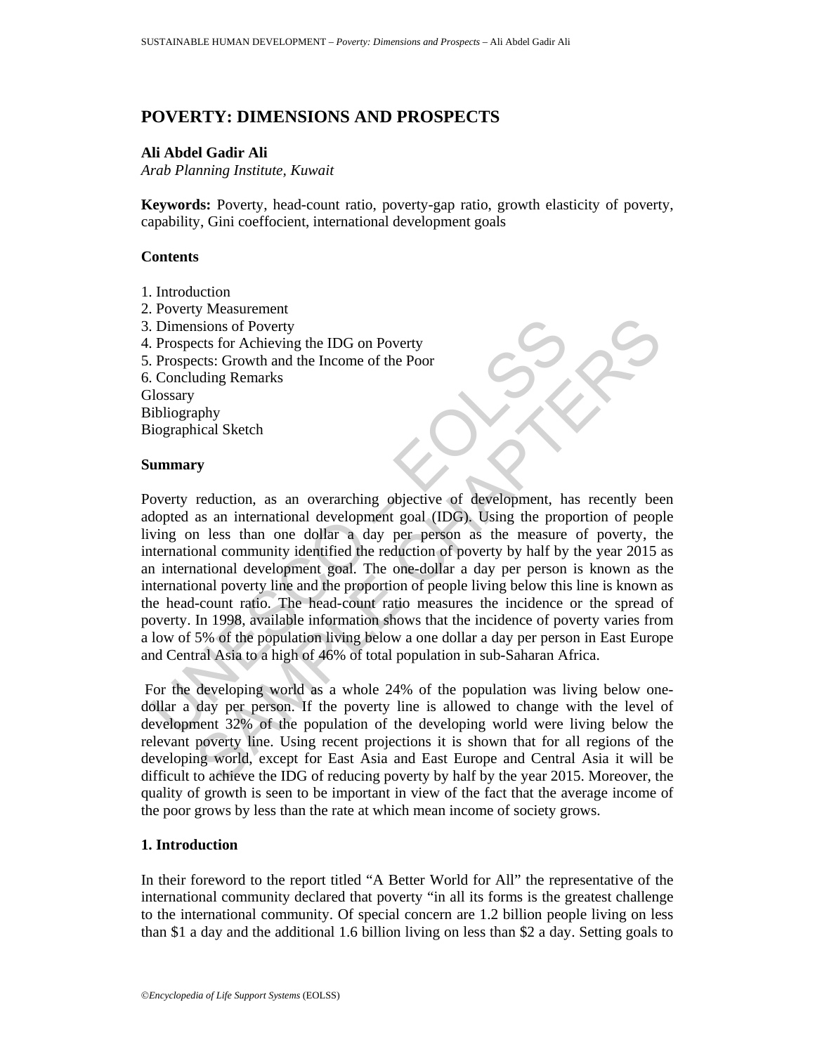# POVERTY: DIMENSIONS AND PROSPECTS

**Ali Abdel Gadir Ali**
*Arab Planning Institute, Kuwait*

**Keywords:** Poverty, head-count ratio, poverty-gap ratio, growth elasticity of poverty, capability, Gini coeffocient, international development goals

## Contents

1. Introduction
2. Poverty Measurement
3. Dimensions of Poverty
4. Prospects for Achieving the IDG on Poverty
5. Prospects: Growth and the Income of the Poor
6. Concluding Remarks

Glossary
Bibliography
Biographical Sketch

## Summary

Poverty reduction, as an overarching objective of development, has recently been adopted as an international development goal (IDG). Using the proportion of people living on less than one dollar a day per person as the measure of poverty, the international community identified the reduction of poverty by half by the year 2015 as an international development goal. The one-dollar a day per person is known as the international poverty line and the proportion of people living below this line is known as the head-count ratio. The head-count ratio measures the incidence or the spread of poverty. In 1998, available information shows that the incidence of poverty varies from a low of 5% of the population living below a one dollar a day per person in East Europe and Central Asia to a high of 46% of total population in sub-Saharan Africa.

For the developing world as a whole 24% of the population was living below one-dollar a day per person. If the poverty line is allowed to change with the level of development 32% of the population of the developing world were living below the relevant poverty line. Using recent projections it is shown that for all regions of the developing world, except for East Asia and East Europe and Central Asia it will be difficult to achieve the IDG of reducing poverty by half by the year 2015. Moreover, the quality of growth is seen to be important in view of the fact that the average income of the poor grows by less than the rate at which mean income of society grows.

## 1. Introduction

In their foreword to the report titled "A Better World for All" the representative of the international community declared that poverty "in all its forms is the greatest challenge to the international community. Of special concern are 1.2 billion people living on less than $1 a day and the additional 1.6 billion living on less than $2 a day. Setting goals to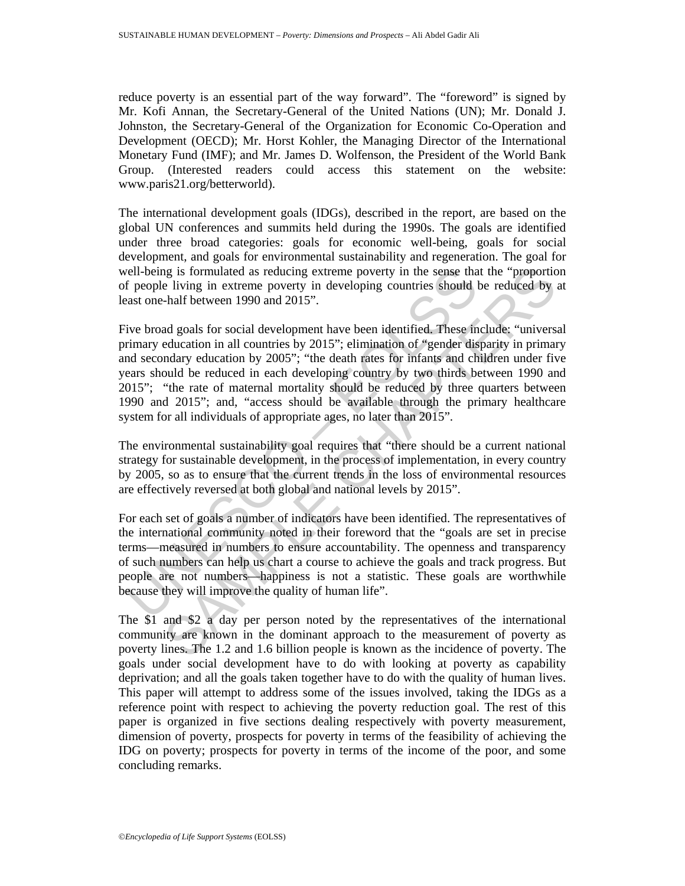reduce poverty is an essential part of the way forward". The "foreword" is signed by Mr. Kofi Annan, the Secretary-General of the United Nations (UN); Mr. Donald J. Johnston, the Secretary-General of the Organization for Economic Co-Operation and Development (OECD); Mr. Horst Kohler, the Managing Director of the International Monetary Fund (IMF); and Mr. James D. Wolfenson, the President of the World Bank Group. (Interested readers could access this statement on the website: www.paris21.org/betterworld).

The international development goals (IDGs), described in the report, are based on the global UN conferences and summits held during the 1990s. The goals are identified under three broad categories: goals for economic well-being, goals for social development, and goals for environmental sustainability and regeneration. The goal for well-being is formulated as reducing extreme poverty in the sense that the "proportion of people living in extreme poverty in developing countries should be reduced by at least one-half between 1990 and 2015".

Five broad goals for social development have been identified. These include: "universal primary education in all countries by 2015"; elimination of "gender disparity in primary and secondary education by 2005"; "the death rates for infants and children under five years should be reduced in each developing country by two thirds between 1990 and 2015"; "the rate of maternal mortality should be reduced by three quarters between 1990 and 2015"; and, "access should be available through the primary healthcare system for all individuals of appropriate ages, no later than 2015".

The environmental sustainability goal requires that "there should be a current national strategy for sustainable development, in the process of implementation, in every country by 2005, so as to ensure that the current trends in the loss of environmental resources are effectively reversed at both global and national levels by 2015".

For each set of goals a number of indicators have been identified. The representatives of the international community noted in their foreword that the "goals are set in precise terms—measured in numbers to ensure accountability. The openness and transparency of such numbers can help us chart a course to achieve the goals and track progress. But people are not numbers—happiness is not a statistic. These goals are worthwhile because they will improve the quality of human life".

The $1 and $2 a day per person noted by the representatives of the international community are known in the dominant approach to the measurement of poverty as poverty lines. The 1.2 and 1.6 billion people is known as the incidence of poverty. The goals under social development have to do with looking at poverty as capability deprivation; and all the goals taken together have to do with the quality of human lives. This paper will attempt to address some of the issues involved, taking the IDGs as a reference point with respect to achieving the poverty reduction goal. The rest of this paper is organized in five sections dealing respectively with poverty measurement, dimension of poverty, prospects for poverty in terms of the feasibility of achieving the IDG on poverty; prospects for poverty in terms of the income of the poor, and some concluding remarks.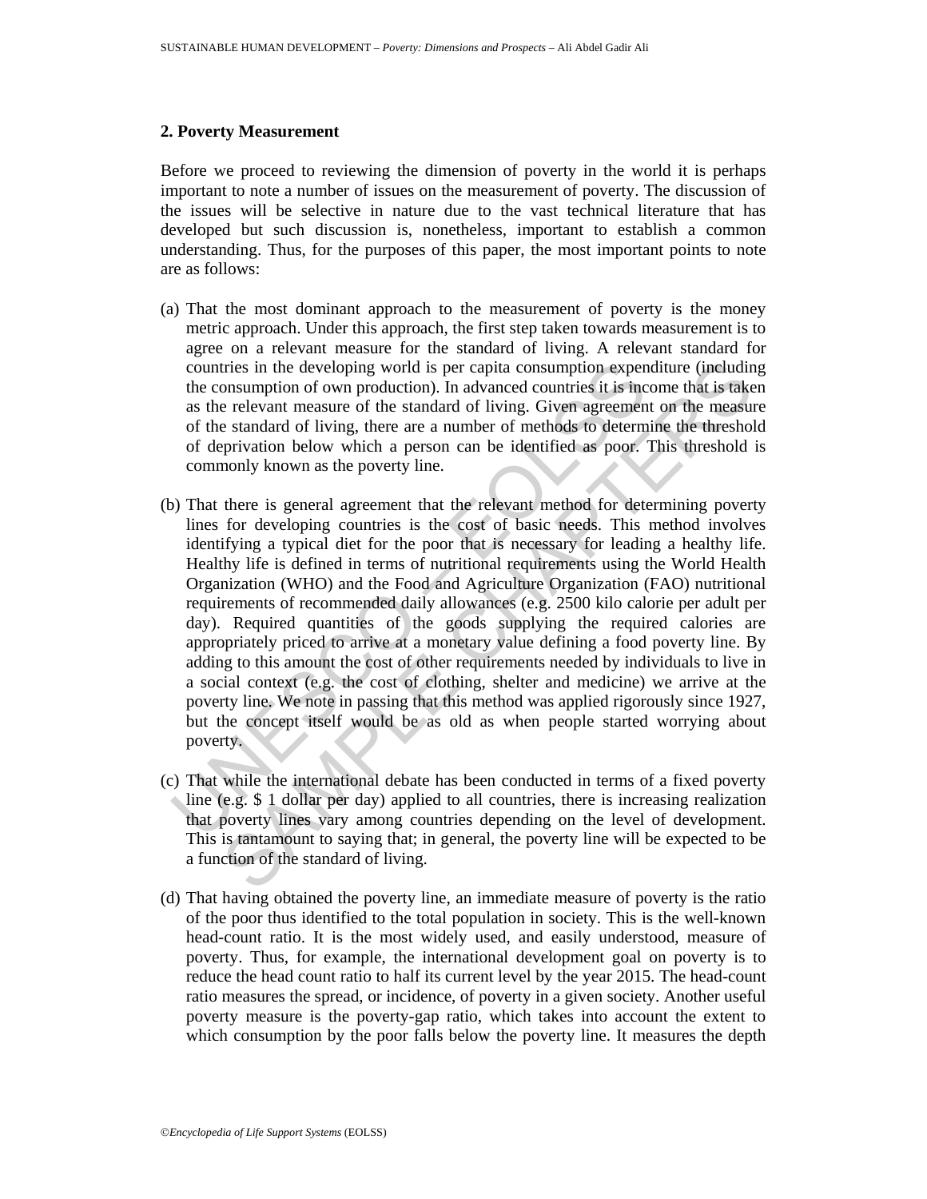## 2. Poverty Measurement

Before we proceed to reviewing the dimension of poverty in the world it is perhaps important to note a number of issues on the measurement of poverty. The discussion of the issues will be selective in nature due to the vast technical literature that has developed but such discussion is, nonetheless, important to establish a common understanding. Thus, for the purposes of this paper, the most important points to note are as follows:

(a) That the most dominant approach to the measurement of poverty is the money metric approach. Under this approach, the first step taken towards measurement is to agree on a relevant measure for the standard of living. A relevant standard for countries in the developing world is per capita consumption expenditure (including the consumption of own production). In advanced countries it is income that is taken as the relevant measure of the standard of living. Given agreement on the measure of the standard of living, there are a number of methods to determine the threshold of deprivation below which a person can be identified as poor. This threshold is commonly known as the poverty line.

(b) That there is general agreement that the relevant method for determining poverty lines for developing countries is the cost of basic needs. This method involves identifying a typical diet for the poor that is necessary for leading a healthy life. Healthy life is defined in terms of nutritional requirements using the World Health Organization (WHO) and the Food and Agriculture Organization (FAO) nutritional requirements of recommended daily allowances (e.g. 2500 kilo calorie per adult per day). Required quantities of the goods supplying the required calories are appropriately priced to arrive at a monetary value defining a food poverty line. By adding to this amount the cost of other requirements needed by individuals to live in a social context (e.g. the cost of clothing, shelter and medicine) we arrive at the poverty line. We note in passing that this method was applied rigorously since 1927, but the concept itself would be as old as when people started worrying about poverty.

(c) That while the international debate has been conducted in terms of a fixed poverty line (e.g. $ 1 dollar per day) applied to all countries, there is increasing realization that poverty lines vary among countries depending on the level of development. This is tantamount to saying that; in general, the poverty line will be expected to be a function of the standard of living.

(d) That having obtained the poverty line, an immediate measure of poverty is the ratio of the poor thus identified to the total population in society. This is the well-known head-count ratio. It is the most widely used, and easily understood, measure of poverty. Thus, for example, the international development goal on poverty is to reduce the head count ratio to half its current level by the year 2015. The head-count ratio measures the spread, or incidence, of poverty in a given society. Another useful poverty measure is the poverty-gap ratio, which takes into account the extent to which consumption by the poor falls below the poverty line. It measures the depth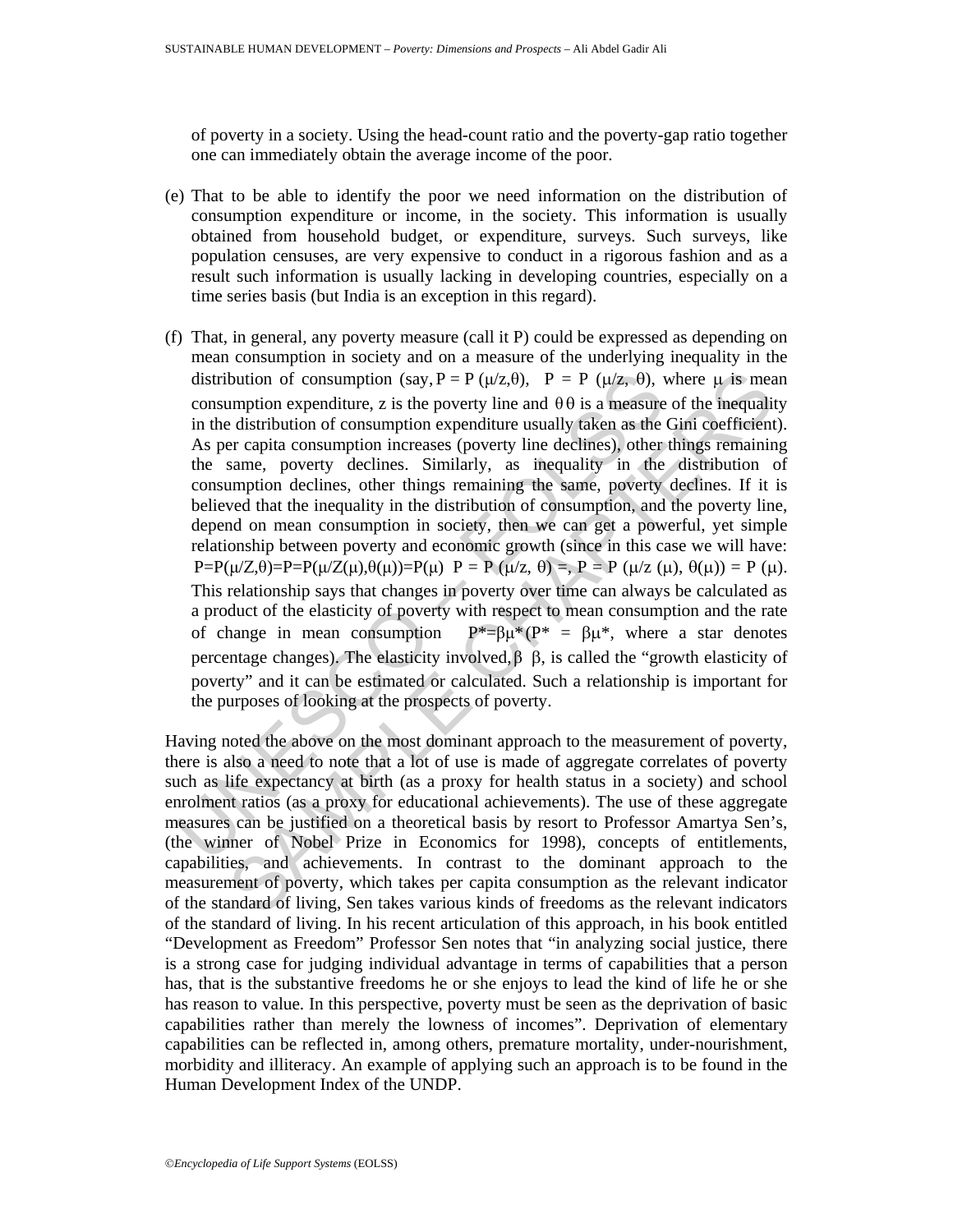of poverty in a society. Using the head-count ratio and the poverty-gap ratio together one can immediately obtain the average income of the poor.

(e) That to be able to identify the poor we need information on the distribution of consumption expenditure or income, in the society. This information is usually obtained from household budget, or expenditure, surveys. Such surveys, like population censuses, are very expensive to conduct in a rigorous fashion and as a result such information is usually lacking in developing countries, especially on a time series basis (but India is an exception in this regard).

(f) That, in general, any poverty measure (call it P) could be expressed as depending on mean consumption in society and on a measure of the underlying inequality in the distribution of consumption (say, $P = P(\mu/z, \theta)$, where $\mu$ is mean consumption expenditure, z is the poverty line and $\theta$ is a measure of the inequality in the distribution of consumption expenditure usually taken as the Gini coefficient). As per capita consumption increases (poverty line declines), other things remaining the same, poverty declines. Similarly, as inequality in the distribution of consumption declines, other things remaining the same, poverty declines. If it is believed that the inequality in the distribution of consumption, and the poverty line, depend on mean consumption in society, then we can get a powerful, yet simple relationship between poverty and economic growth (since in this case we will have: $P = P(\mu/z, \theta) = P = P(\mu/z(\mu), \theta(\mu)) = P(\mu)$. This relationship says that changes in poverty over time can always be calculated as a product of the elasticity of poverty with respect to mean consumption and the rate of change in mean consumption ($P^* = \beta\mu^*$, where a star denotes percentage changes). The elasticity involved, $\beta$, is called the "growth elasticity of poverty" and it can be estimated or calculated. Such a relationship is important for the purposes of looking at the prospects of poverty.

Having noted the above on the most dominant approach to the measurement of poverty, there is also a need to note that a lot of use is made of aggregate correlates of poverty such as life expectancy at birth (as a proxy for health status in a society) and school enrolment ratios (as a proxy for educational achievements). The use of these aggregate measures can be justified on a theoretical basis by resort to Professor Amartya Sen's, (the winner of Nobel Prize in Economics for 1998), concepts of entitlements, capabilities, and achievements. In contrast to the dominant approach to the measurement of poverty, which takes per capita consumption as the relevant indicator of the standard of living, Sen takes various kinds of freedoms as the relevant indicators of the standard of living. In his recent articulation of this approach, in his book entitled "Development as Freedom" Professor Sen notes that "in analyzing social justice, there is a strong case for judging individual advantage in terms of capabilities that a person has, that is the substantive freedoms he or she enjoys to lead the kind of life he or she has reason to value. In this perspective, poverty must be seen as the deprivation of basic capabilities rather than merely the lowness of incomes". Deprivation of elementary capabilities can be reflected in, among others, premature mortality, under-nourishment, morbidity and illiteracy. An example of applying such an approach is to be found in the Human Development Index of the UNDP.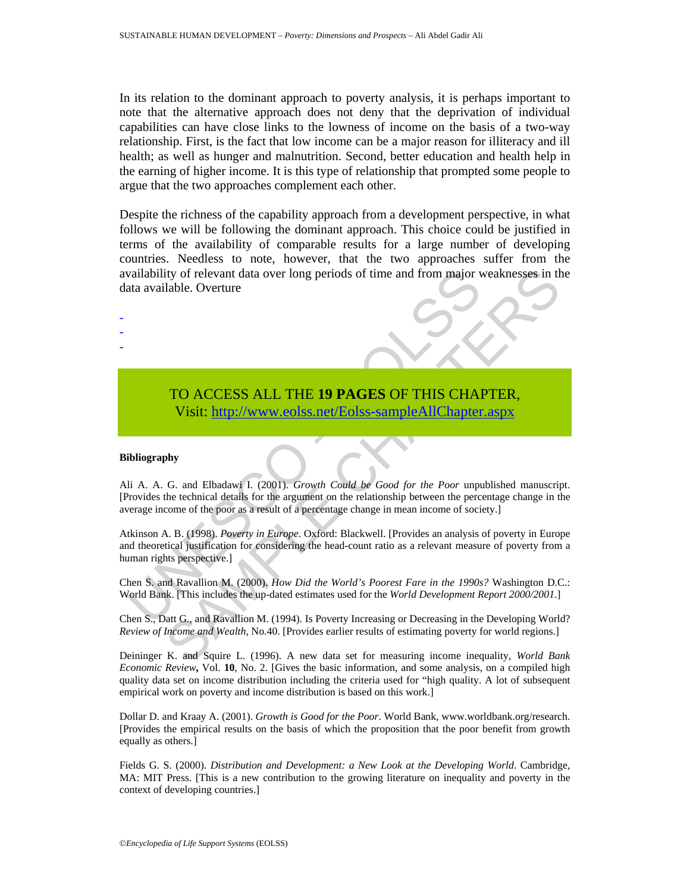In its relation to the dominant approach to poverty analysis, it is perhaps important to note that the alternative approach does not deny that the deprivation of individual capabilities can have close links to the lowness of income on the basis of a two-way relationship. First, is the fact that low income can be a major reason for illiteracy and ill health; as well as hunger and malnutrition. Second, better education and health help in the earning of higher income. It is this type of relationship that prompted some people to argue that the two approaches complement each other.

Despite the richness of the capability approach from a development perspective, in what follows we will be following the dominant approach. This choice could be justified in terms of the availability of comparable results for a large number of developing countries. Needless to note, however, that the two approaches suffer from the availability of relevant data over long periods of time and from major weaknesses in the data available. Overture

-
-
-

TO ACCESS ALL THE **19 PAGES** OF THIS CHAPTER,
Visit: http://www.eolss.net/Eolss-sampleAllChapter.aspx

**Bibliography**

Ali A. A. G. and Elbadawi I. (2001). *Growth Could be Good for the Poor* unpublished manuscript. [Provides the technical details for the argument on the relationship between the percentage change in the average income of the poor as a result of a percentage change in mean income of society.]

Atkinson A. B. (1998). *Poverty in Europe*. Oxford: Blackwell. [Provides an analysis of poverty in Europe and theoretical justification for considering the head-count ratio as a relevant measure of poverty from a human rights perspective.]

Chen S. and Ravallion M. (2000). *How Did the World's Poorest Fare in the 1990s?* Washington D.C.: World Bank. [This includes the up-dated estimates used for the *World Development Report 2000/2001*.]

Chen S., Datt G., and Ravallion M. (1994). Is Poverty Increasing or Decreasing in the Developing World? *Review of Income and Wealth*, No.40. [Provides earlier results of estimating poverty for world regions.]

Deininger K. and Squire L. (1996). A new data set for measuring income inequality, *World Bank Economic Review***,** Vol. **10**, No. 2. [Gives the basic information, and some analysis, on a compiled high quality data set on income distribution including the criteria used for "high quality. A lot of subsequent empirical work on poverty and income distribution is based on this work.]

Dollar D. and Kraay A. (2001). *Growth is Good for the Poor*. World Bank, www.worldbank.org/research. [Provides the empirical results on the basis of which the proposition that the poor benefit from growth equally as others.]

Fields G. S. (2000). *Distribution and Development: a New Look at the Developing World*. Cambridge, MA: MIT Press. [This is a new contribution to the growing literature on inequality and poverty in the context of developing countries.]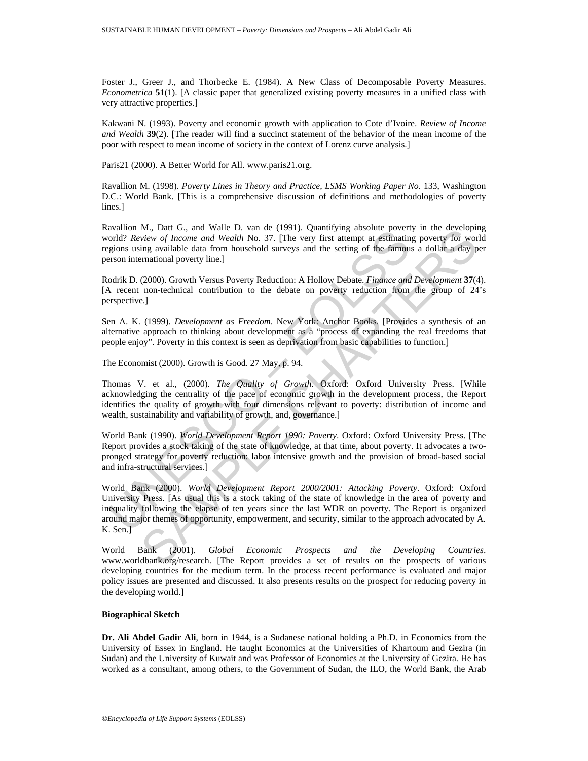Foster J., Greer J., and Thorbecke E. (1984). A New Class of Decomposable Poverty Measures. *Econometrica* **51**(1). [A classic paper that generalized existing poverty measures in a unified class with very attractive properties.]

Kakwani N. (1993). Poverty and economic growth with application to Cote d'Ivoire. *Review of Income and Wealth* **39**(2). [The reader will find a succinct statement of the behavior of the mean income of the poor with respect to mean income of society in the context of Lorenz curve analysis.]

Paris21 (2000). A Better World for All. www.paris21.org.

Ravallion M. (1998). *Poverty Lines in Theory and Practice, LSMS Working Paper No*. 133, Washington D.C.: World Bank. [This is a comprehensive discussion of definitions and methodologies of poverty lines.]

Ravallion M., Datt G., and Walle D. van de (1991). Quantifying absolute poverty in the developing world? *Review of Income and Wealth* No. 37. [The very first attempt at estimating poverty for world regions using available data from household surveys and the setting of the famous a dollar a day per person international poverty line.]

Rodrik D. (2000). Growth Versus Poverty Reduction: A Hollow Debate. *Finance and Development* **37**(4). [A recent non-technical contribution to the debate on poverty reduction from the group of 24's perspective.]

Sen A. K. (1999). *Development as Freedom*. New York: Anchor Books. [Provides a synthesis of an alternative approach to thinking about development as a "process of expanding the real freedoms that people enjoy". Poverty in this context is seen as deprivation from basic capabilities to function.]

The Economist (2000). Growth is Good. 27 May, p. 94.

Thomas V. et al., (2000). *The Quality of Growth*. Oxford: Oxford University Press. [While acknowledging the centrality of the pace of economic growth in the development process, the Report identifies the quality of growth with four dimensions relevant to poverty: distribution of income and wealth, sustainability and variability of growth, and, governance.]

World Bank (1990). *World Development Report 1990: Poverty*. Oxford: Oxford University Press. [The Report provides a stock taking of the state of knowledge, at that time, about poverty. It advocates a two-pronged strategy for poverty reduction: labor intensive growth and the provision of broad-based social and infra-structural services.]

World Bank (2000). *World Development Report 2000/2001: Attacking Poverty*. Oxford: Oxford University Press. [As usual this is a stock taking of the state of knowledge in the area of poverty and inequality following the elapse of ten years since the last WDR on poverty. The Report is organized around major themes of opportunity, empowerment, and security, similar to the approach advocated by A. K. Sen.]

World Bank (2001). *Global Economic Prospects and the Developing Countries*. www.worldbank.org/research. [The Report provides a set of results on the prospects of various developing countries for the medium term. In the process recent performance is evaluated and major policy issues are presented and discussed. It also presents results on the prospect for reducing poverty in the developing world.]

**Biographical Sketch**

**Dr. Ali Abdel Gadir Ali**, born in 1944, is a Sudanese national holding a Ph.D. in Economics from the University of Essex in England. He taught Economics at the Universities of Khartoum and Gezira (in Sudan) and the University of Kuwait and was Professor of Economics at the University of Gezira. He has worked as a consultant, among others, to the Government of Sudan, the ILO, the World Bank, the Arab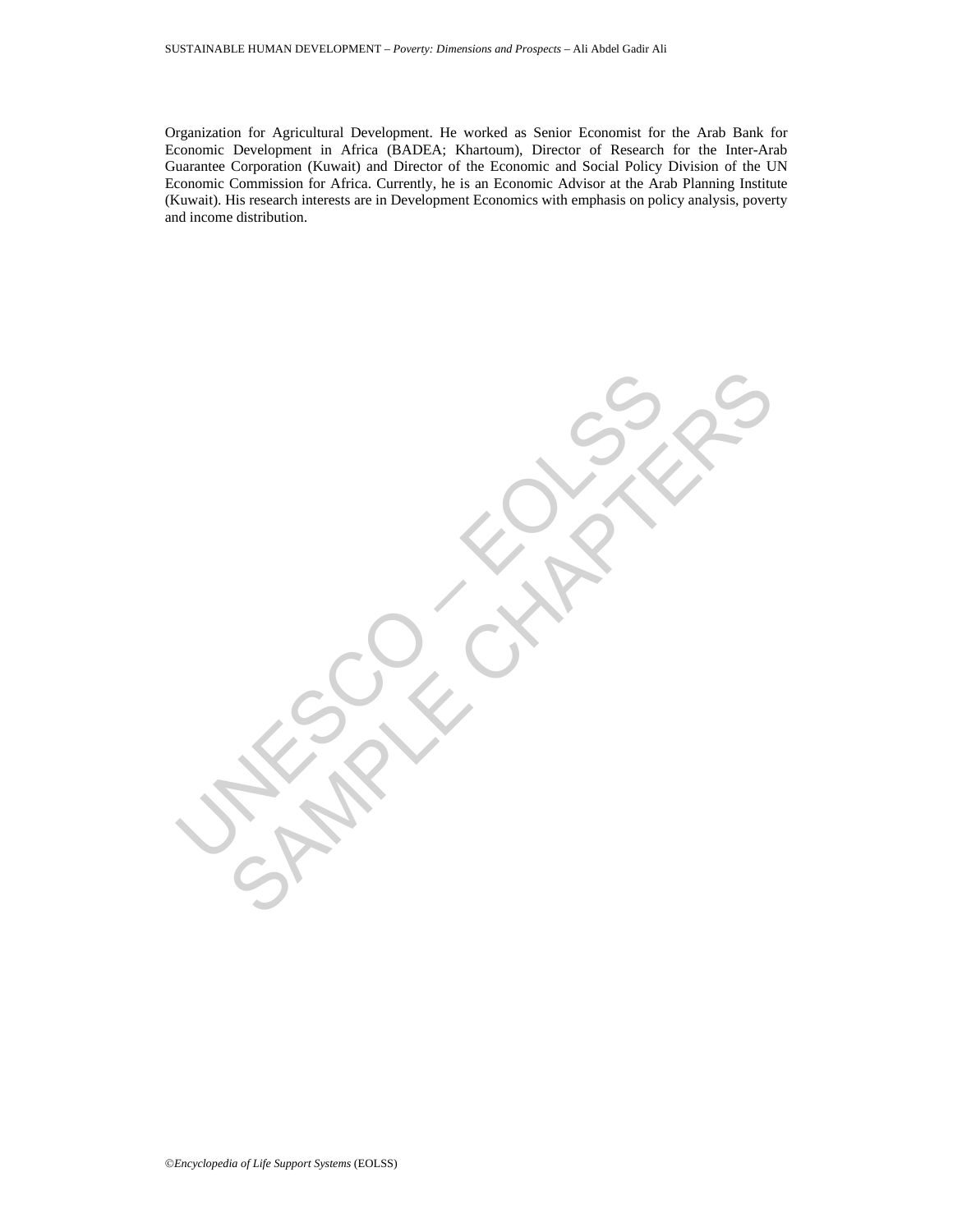Organization for Agricultural Development. He worked as Senior Economist for the Arab Bank for Economic Development in Africa (BADEA; Khartoum), Director of Research for the Inter-Arab Guarantee Corporation (Kuwait) and Director of the Economic and Social Policy Division of the UN Economic Commission for Africa. Currently, he is an Economic Advisor at the Arab Planning Institute (Kuwait). His research interests are in Development Economics with emphasis on policy analysis, poverty and income distribution.